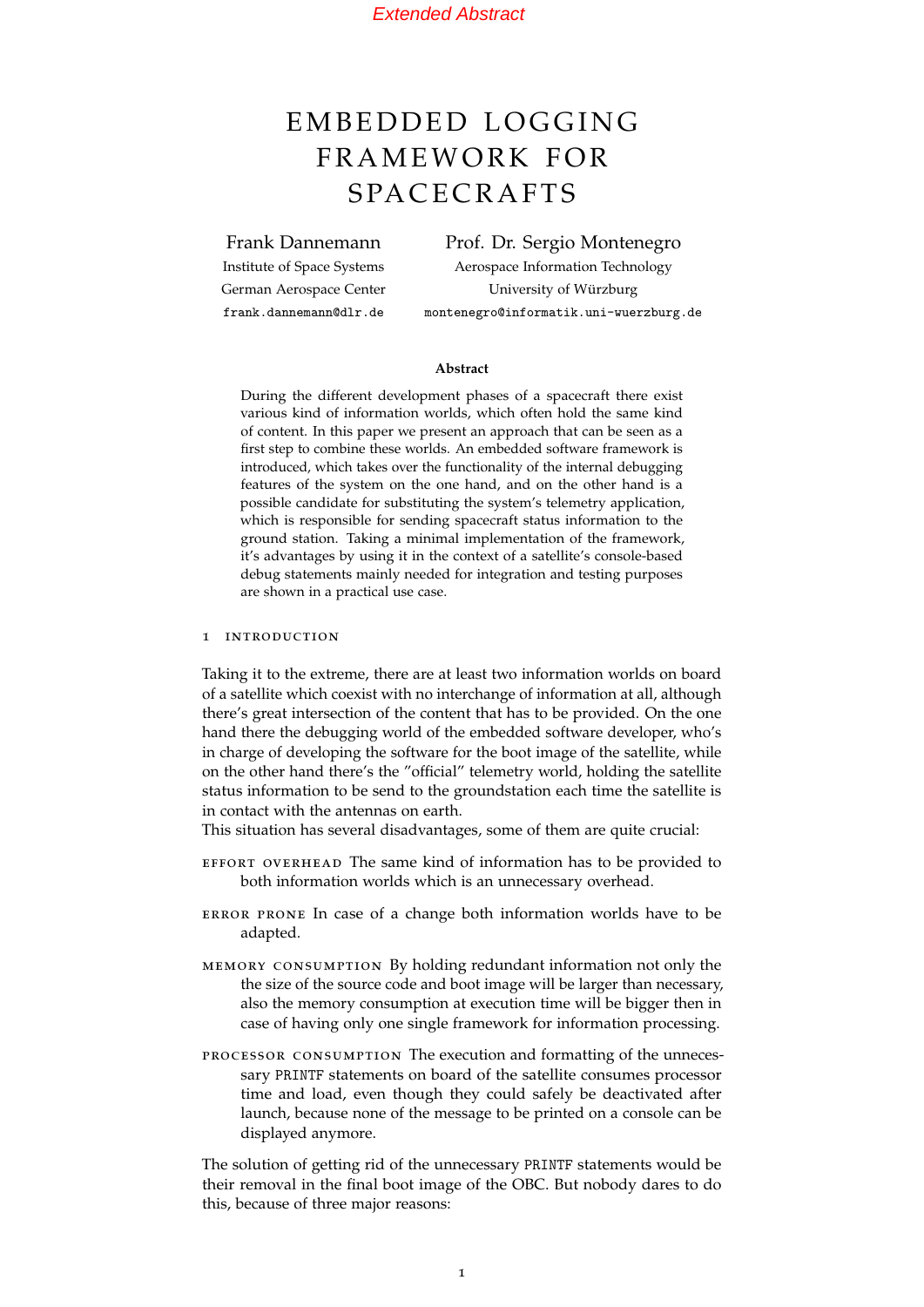*Extended Abstract*

# EMBEDDED LOGGING FRAMEWORK FOR SPACECRAFTS

Frank Dannemann
Institute of Space Systems
German Aerospace Center
`frank.dannemann@dlr.de`

Prof. Dr. Sergio Montenegro
Aerospace Information Technology
University of Würzburg
`montenegro@informatik.uni-wuerzburg.de`

**Abstract**

During the different development phases of a spacecraft there exist various kind of information worlds, which often hold the same kind of content. In this paper we present an approach that can be seen as a first step to combine these worlds. An embedded software framework is introduced, which takes over the functionality of the internal debugging features of the system on the one hand, and on the other hand is a possible candidate for substituting the system's telemetry application, which is responsible for sending spacecraft status information to the ground station. Taking a minimal implementation of the framework, it's advantages by using it in the context of a satellite's console-based debug statements mainly needed for integration and testing purposes are shown in a practical use case.

## 1 INTRODUCTION

Taking it to the extreme, there are at least two information worlds on board of a satellite which coexist with no interchange of information at all, although there's great intersection of the content that has to be provided. On the one hand there the debugging world of the embedded software developer, who's in charge of developing the software for the boot image of the satellite, while on the other hand there's the "official" telemetry world, holding the satellite status information to be send to the groundstation each time the satellite is in contact with the antennas on earth.
This situation has several disadvantages, some of them are quite crucial:

- EFFORT OVERHEAD The same kind of information has to be provided to both information worlds which is an unnecessary overhead.
- ERROR PRONE In case of a change both information worlds have to be adapted.
- MEMORY CONSUMPTION By holding redundant information not only the the size of the source code and boot image will be larger than necessary, also the memory consumption at execution time will be bigger then in case of having only one single framework for information processing.
- PROCESSOR CONSUMPTION The execution and formatting of the unnecessary `PRINTF` statements on board of the satellite consumes processor time and load, even though they could safely be deactivated after launch, because none of the message to be printed on a console can be displayed anymore.

The solution of getting rid of the unnecessary `PRINTF` statements would be their removal in the final boot image of the OBC. But nobody dares to do this, because of three major reasons: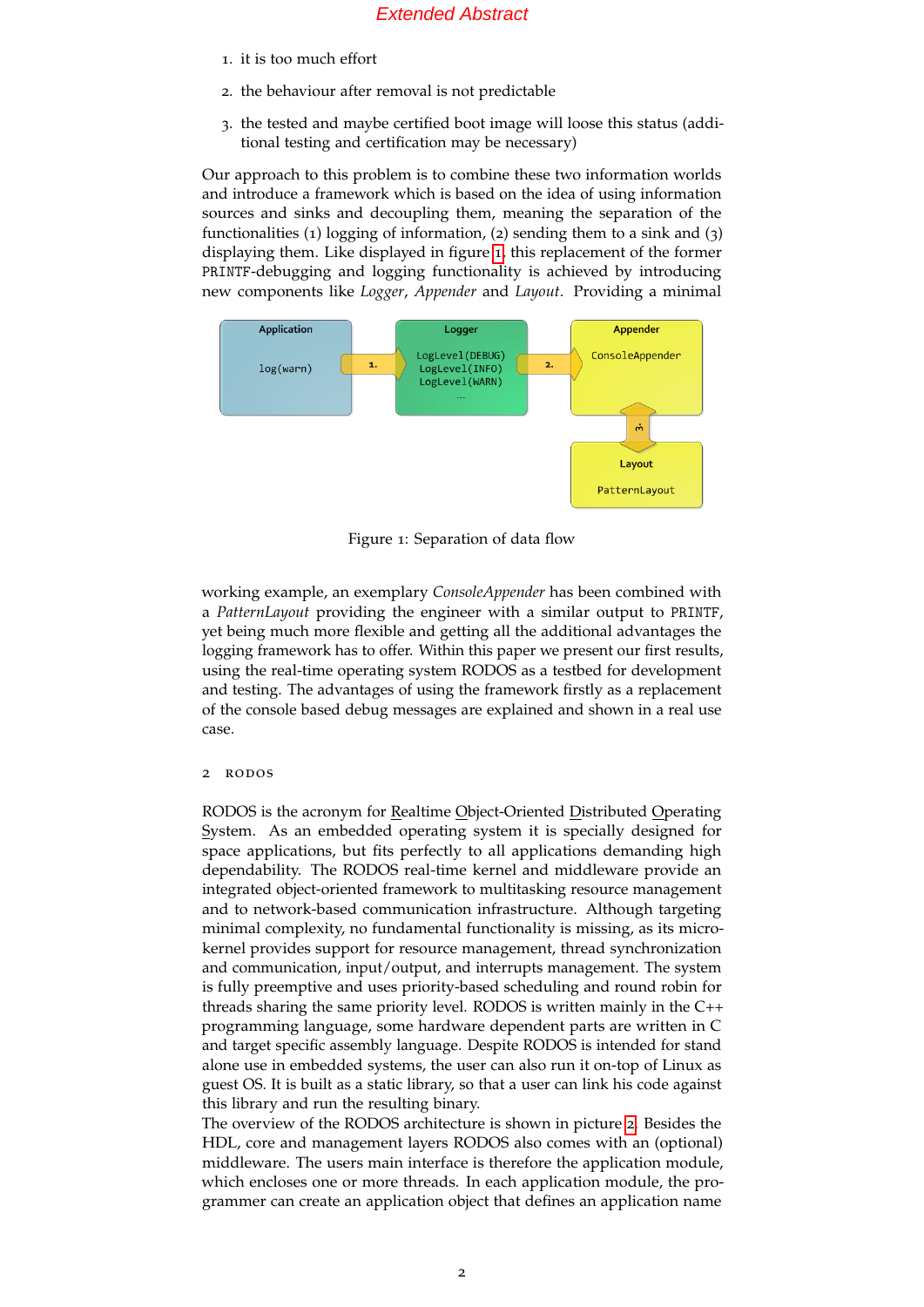1. it is too much effort
2. the behaviour after removal is not predictable
3. the tested and maybe certified boot image will loose this status (additional testing and certification may be necessary)

Our approach to this problem is to combine these two information worlds and introduce a framework which is based on the idea of using information sources and sinks and decoupling them, meaning the separation of the functionalities (1) logging of information, (2) sending them to a sink and (3) displaying them. Like displayed in figure 1, this replacement of the former PRINTF-debugging and logging functionality is achieved by introducing new components like *Logger*, *Appender* and *Layout*. Providing a minimal working example, an exemplary *ConsoleAppender* has been combined with a *PatternLayout* providing the engineer with a similar output to PRINTF, yet being much more flexible and getting all the additional advantages the logging framework has to offer. Within this paper we present our first results, using the real-time operating system RODOS as a testbed for development and testing. The advantages of using the framework firstly as a replacement of the console based debug messages are explained and shown in a real use case.

Figure 1: Separation of data flow

## 2 RODOS

RODOS is the acronym for Realtime Object-Oriented Distributed Operating System. As an embedded operating system it is specially designed for space applications, but fits perfectly to all applications demanding high dependability. The RODOS real-time kernel and middleware provide an integrated object-oriented framework to multitasking resource management and to network-based communication infrastructure. Although targeting minimal complexity, no fundamental functionality is missing, as its microkernel provides support for resource management, thread synchronization and communication, input/output, and interrupts management. The system is fully preemptive and uses priority-based scheduling and round robin for threads sharing the same priority level. RODOS is written mainly in the C++ programming language, some hardware dependent parts are written in C and target specific assembly language. Despite RODOS is intended for stand alone use in embedded systems, the user can also run it on-top of Linux as guest OS. It is built as a static library, so that a user can link his code against this library and run the resulting binary.
The overview of the RODOS architecture is shown in picture 2. Besides the HDL, core and management layers RODOS also comes with an (optional) middleware. The users main interface is therefore the application module, which encloses one or more threads. In each application module, the programmer can create an application object that defines an application name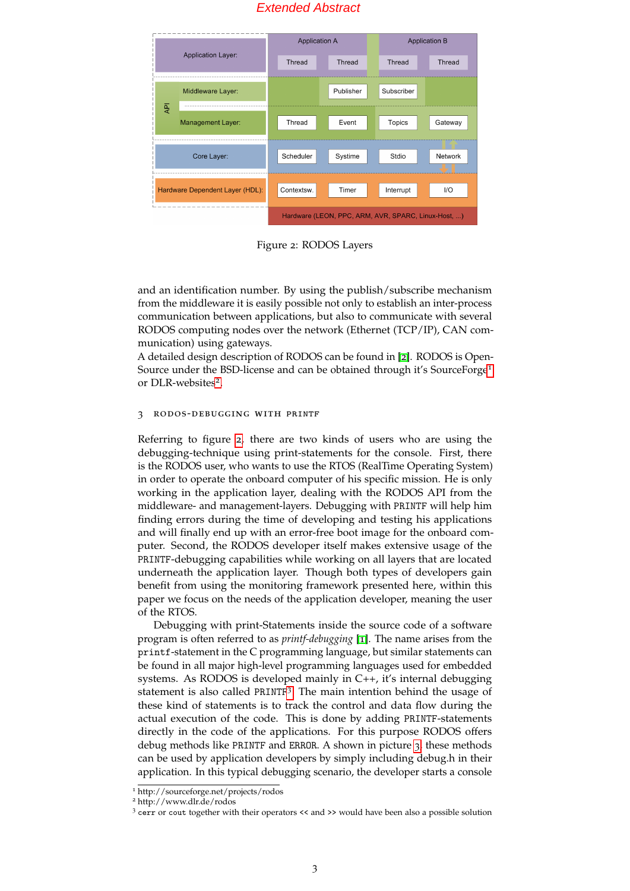| Layer | | | | |
|---|---|---|---|---|
| Application Layer: | Application A: Thread | Thread | Application B: Thread | Thread |
| Middleware Layer: (API) | | Publisher | Subscriber | |
| Management Layer: (API) | Thread | Event | Topics | Gateway |
| Core Layer: | Scheduler | Systime | Stdio | Network |
| Hardware Dependent Layer (HDL): | Contextsw. | Timer | Interrupt | I/O |
| | Hardware (LEON, PPC, ARM, AVR, SPARC, Linux-Host, ...) | | | |

Figure 2: RODOS Layers

and an identification number. By using the publish/subscribe mechanism from the middleware it is easily possible not only to establish an inter-process communication between applications, but also to communicate with several RODOS computing nodes over the network (Ethernet (TCP/IP), CAN communication) using gateways.
A detailed design description of RODOS can be found in [2]. RODOS is Open-Source under the BSD-license and can be obtained through it's SourceForge[1] or DLR-websites[2].

## 3 RODOS-DEBUGGING WITH PRINTF

Referring to figure 2, there are two kinds of users who are using the debugging-technique using print-statements for the console. First, there is the RODOS user, who wants to use the RTOS (RealTime Operating System) in order to operate the onboard computer of his specific mission. He is only working in the application layer, dealing with the RODOS API from the middleware- and management-layers. Debugging with `PRINTF` will help him finding errors during the time of developing and testing his applications and will finally end up with an error-free boot image for the onboard computer. Second, the RODOS developer itself makes extensive usage of the `PRINTF`-debugging capabilities while working on all layers that are located underneath the application layer. Though both types of developers gain benefit from using the monitoring framework presented here, within this paper we focus on the needs of the application developer, meaning the user of the RTOS.

Debugging with print-Statements inside the source code of a software program is often referred to as *printf-debugging* [1]. The name arises from the `printf`-statement in the C programming language, but similar statements can be found in all major high-level programming languages used for embedded systems. As RODOS is developed mainly in C++, it's internal debugging statement is also called `PRINTF`[3]. The main intention behind the usage of these kind of statements is to track the control and data flow during the actual execution of the code. This is done by adding `PRINTF`-statements directly in the code of the applications. For this purpose RODOS offers debug methods like `PRINTF` and `ERROR`. A shown in picture 3, these methods can be used by application developers by simply including debug.h in their application. In this typical debugging scenario, the developer starts a console

[1] http://sourceforge.net/projects/rodos
[2] http://www.dlr.de/rodos
[3] `cerr` or `cout` together with their operators `<<` and `>>` would have been also a possible solution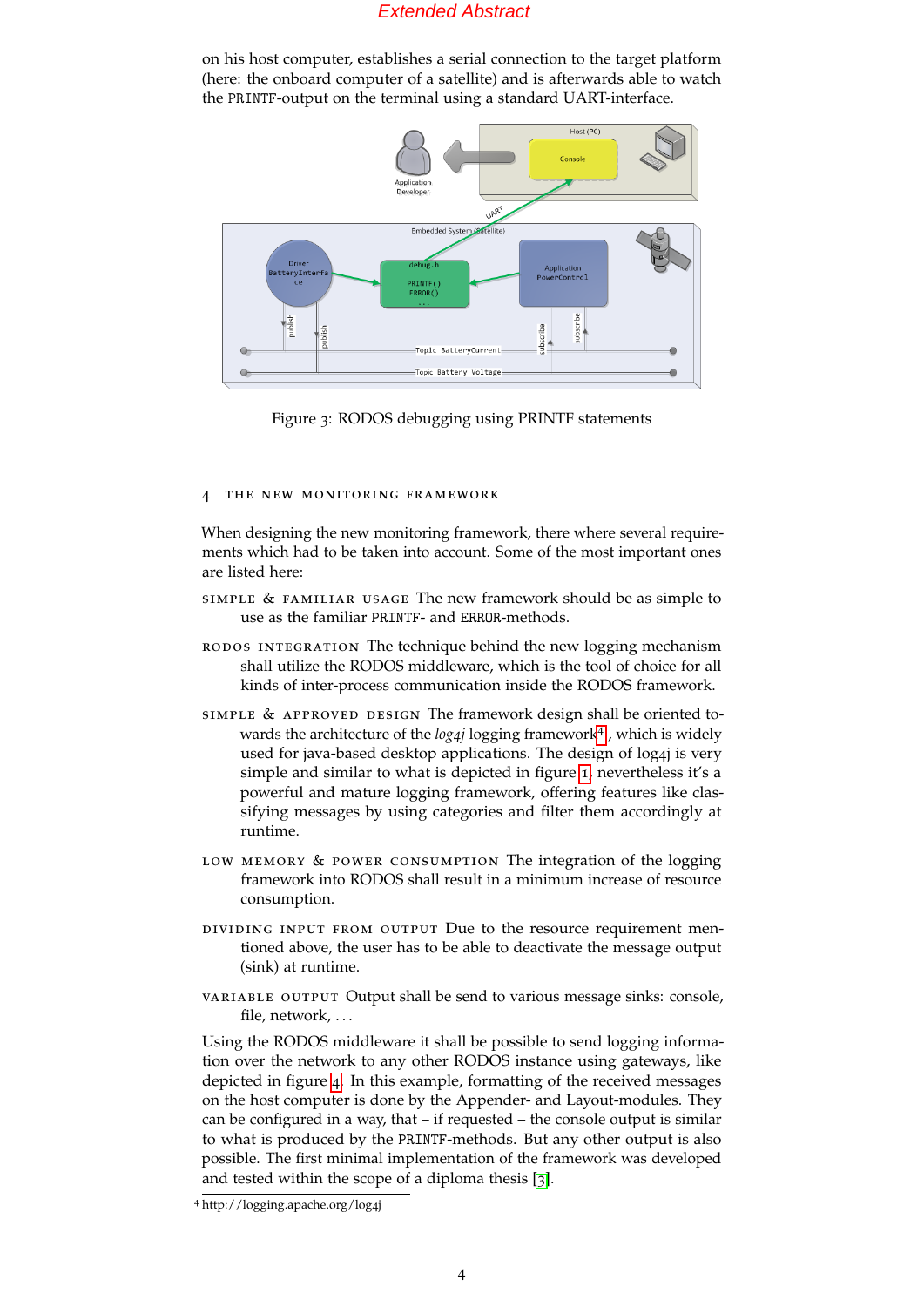on his host computer, establishes a serial connection to the target platform (here: the onboard computer of a satellite) and is afterwards able to watch the PRINTF-output on the terminal using a standard UART-interface.

Figure 3: RODOS debugging using PRINTF statements

## 4 THE NEW MONITORING FRAMEWORK

When designing the new monitoring framework, there where several requirements which had to be taken into account. Some of the most important ones are listed here:

SIMPLE & FAMILIAR USAGE The new framework should be as simple to use as the familiar PRINTF- and ERROR-methods.

RODOS INTEGRATION The technique behind the new logging mechanism shall utilize the RODOS middleware, which is the tool of choice for all kinds of inter-process communication inside the RODOS framework.

SIMPLE & APPROVED DESIGN The framework design shall be oriented towards the architecture of the *log4j* logging framework[4], which is widely used for java-based desktop applications. The design of log4j is very simple and similar to what is depicted in figure 1, nevertheless it's a powerful and mature logging framework, offering features like classifying messages by using categories and filter them accordingly at runtime.

LOW MEMORY & POWER CONSUMPTION The integration of the logging framework into RODOS shall result in a minimum increase of resource consumption.

DIVIDING INPUT FROM OUTPUT Due to the resource requirement mentioned above, the user has to be able to deactivate the message output (sink) at runtime.

VARIABLE OUTPUT Output shall be send to various message sinks: console, file, network, ...

Using the RODOS middleware it shall be possible to send logging information over the network to any other RODOS instance using gateways, like depicted in figure 4. In this example, formatting of the received messages on the host computer is done by the Appender- and Layout-modules. They can be configured in a way, that – if requested – the console output is similar to what is produced by the PRINTF-methods. But any other output is also possible. The first minimal implementation of the framework was developed and tested within the scope of a diploma thesis [3].

[4] http://logging.apache.org/log4j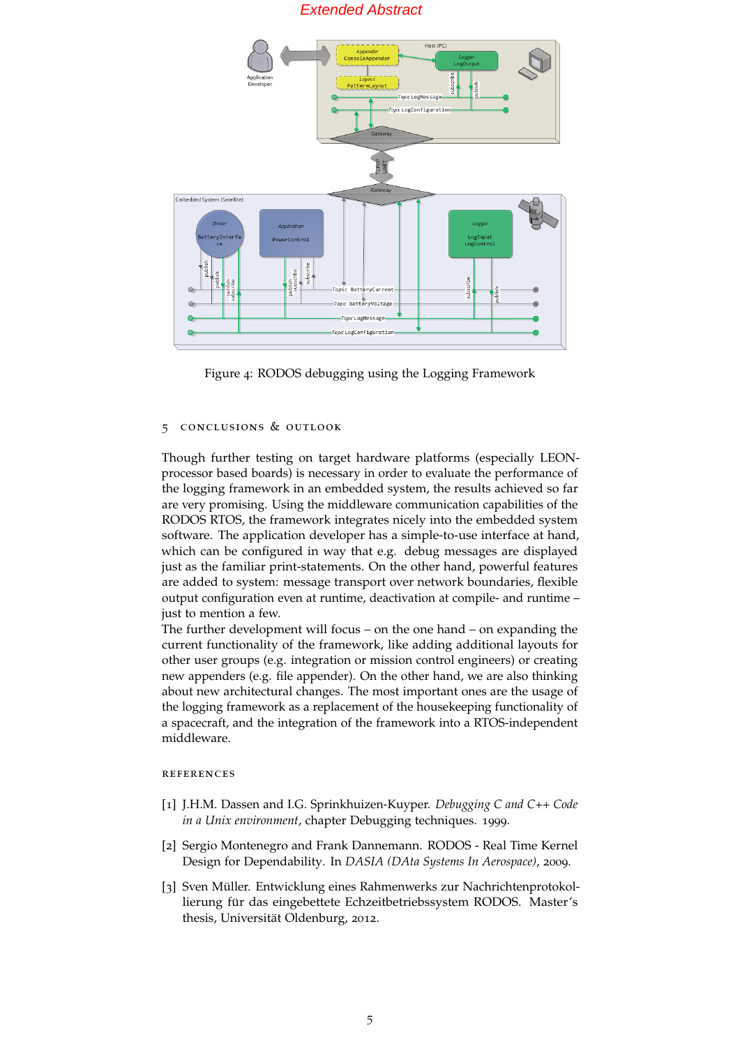Application Developer

Host (PC)

Appender
ConsoleAppender

Logger
LogOutput

Layout
PatternLayout

subscribe

publish

Topic LogMessage

Topic LogConfiguration

Gateway

TCP/IP
UART

Gateway

Embedded System (Satellite)

Driver
BatteryInterface

Application
PowerControl

Logger
LogInput
LogControl

publish

publish

publish
subscribe

publish
subscribe

subscribe

Topic BatteryCurrent

Topic BatteryVoltage

Topic LogMessage

Topic LogConfiguration

subscribe

publish

Figure 4: RODOS debugging using the Logging Framework

## 5 CONCLUSIONS & OUTLOOK

Though further testing on target hardware platforms (especially LEON-processor based boards) is necessary in order to evaluate the performance of the logging framework in an embedded system, the results achieved so far are very promising. Using the middleware communication capabilities of the RODOS RTOS, the framework integrates nicely into the embedded system software. The application developer has a simple-to-use interface at hand, which can be configured in way that e.g. debug messages are displayed just as the familiar print-statements. On the other hand, powerful features are added to system: message transport over network boundaries, flexible output configuration even at runtime, deactivation at compile- and runtime – just to mention a few.

The further development will focus – on the one hand – on expanding the current functionality of the framework, like adding additional layouts for other user groups (e.g. integration or mission control engineers) or creating new appenders (e.g. file appender). On the other hand, we are also thinking about new architectural changes. The most important ones are the usage of the logging framework as a replacement of the housekeeping functionality of a spacecraft, and the integration of the framework into a RTOS-independent middleware.

## REFERENCES

[1] J.H.M. Dassen and I.G. Sprinkhuizen-Kuyper. *Debugging C and C++ Code in a Unix environment*, chapter Debugging techniques. 1999.

[2] Sergio Montenegro and Frank Dannemann. RODOS - Real Time Kernel Design for Dependability. In *DASIA (DAta Systems In Aerospace)*, 2009.

[3] Sven Müller. Entwicklung eines Rahmenwerks zur Nachrichtenprotokollierung für das eingebettete Echtzeitbetriebssystem RODOS. Master's thesis, Universität Oldenburg, 2012.